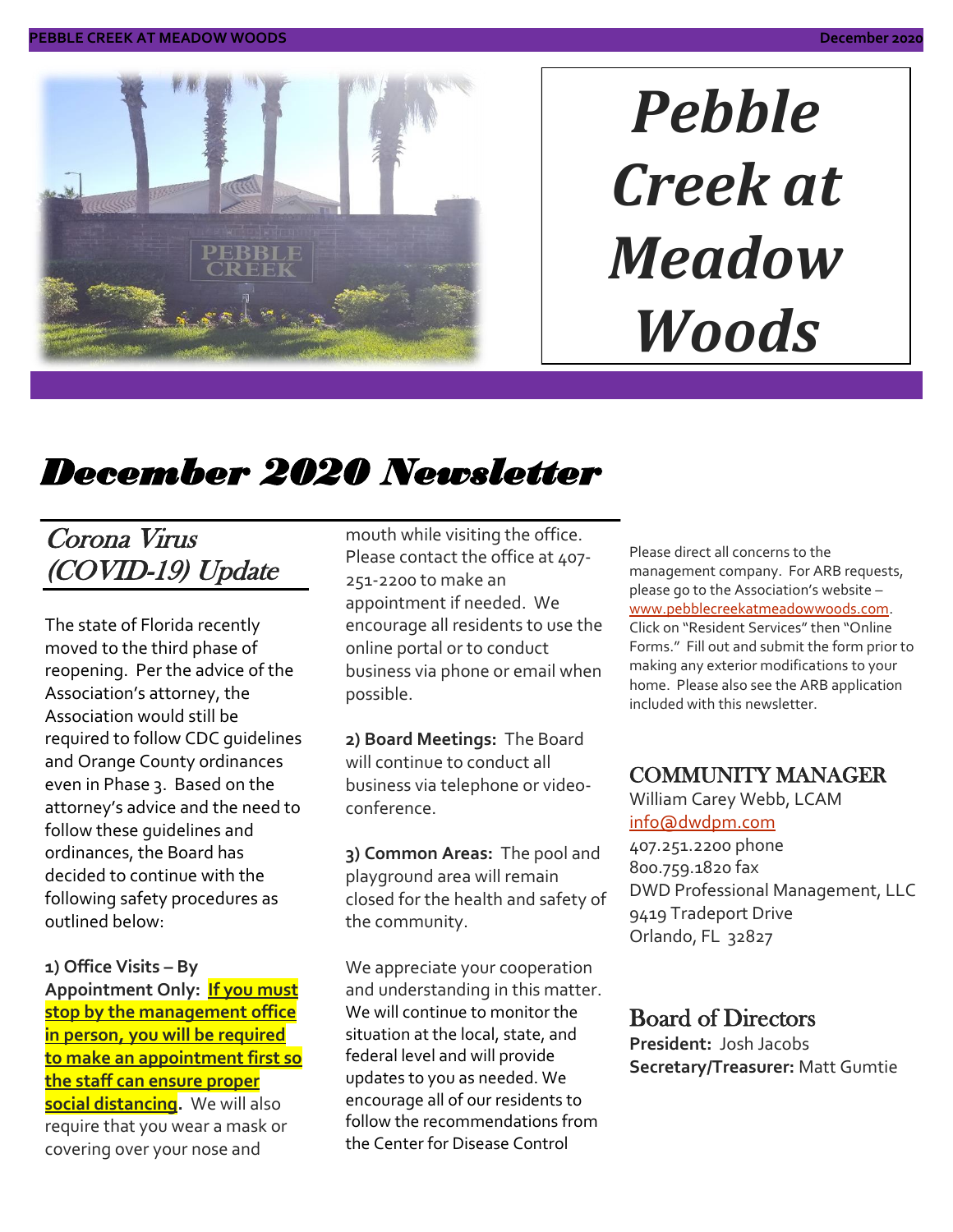# Pebble Creek at Meadow Woods

# *December 2020 Newsletter*

## Corona Virus (COVID-19) Update

The state of Florida recently moved to the third phase of reopening. Per the advice of the Association's attorney, the Association would still be required to follow CDC guidelines and Orange County ordinances even in Phase 3. Based on the attorney's advice and the need to follow these guidelines and ordinances, the Board has decided to continue with the following safety procedures as outlined below:

**1) Office Visits – By Appointment Only:** **If you must stop by the management office in person, you will be required to make an appointment first so the staff can ensure proper social distancing.** We will also require that you wear a mask or covering over your nose and mouth while visiting the office. Please contact the office at 407-251-2200 to make an appointment if needed. We encourage all residents to use the online portal or to conduct business via phone or email when possible.

**2) Board Meetings:** The Board will continue to conduct all business via telephone or video-conference.

**3) Common Areas:** The pool and playground area will remain closed for the health and safety of the community.

We appreciate your cooperation and understanding in this matter. We will continue to monitor the situation at the local, state, and federal level and will provide updates to you as needed. We encourage all of our residents to follow the recommendations from the Center for Disease Control

Please direct all concerns to the management company. For ARB requests, please go to the Association's website – www.pebblecreekatmeadowwoods.com. Click on "Resident Services" then "Online Forms." Fill out and submit the form prior to making any exterior modifications to your home. Please also see the ARB application included with this newsletter.

## COMMUNITY MANAGER

William Carey Webb, LCAM
info@dwdpm.com
407.251.2200 phone
800.759.1820 fax
DWD Professional Management, LLC
9419 Tradeport Drive
Orlando, FL 32827

## Board of Directors

**President:** Josh Jacobs
**Secretary/Treasurer:** Matt Gumtie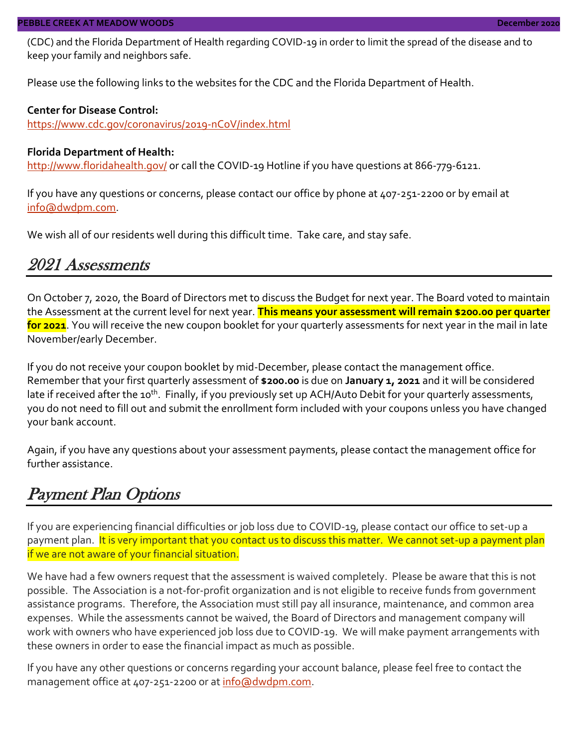(CDC) and the Florida Department of Health regarding COVID-19 in order to limit the spread of the disease and to keep your family and neighbors safe.

Please use the following links to the websites for the CDC and the Florida Department of Health.

**Center for Disease Control:**
https://www.cdc.gov/coronavirus/2019-nCoV/index.html

**Florida Department of Health:**
http://www.floridahealth.gov/ or call the COVID-19 Hotline if you have questions at 866-779-6121.

If you have any questions or concerns, please contact our office by phone at 407-251-2200 or by email at info@dwdpm.com.

We wish all of our residents well during this difficult time. Take care, and stay safe.

## *2021 Assessments*

On October 7, 2020, the Board of Directors met to discuss the Budget for next year. The Board voted to maintain the Assessment at the current level for next year. **This means your assessment will remain $200.00 per quarter for 2021**. You will receive the new coupon booklet for your quarterly assessments for next year in the mail in late November/early December.

If you do not receive your coupon booklet by mid-December, please contact the management office. Remember that your first quarterly assessment of **$200.00** is due on **January 1, 2021** and it will be considered late if received after the 10th. Finally, if you previously set up ACH/Auto Debit for your quarterly assessments, you do not need to fill out and submit the enrollment form included with your coupons unless you have changed your bank account.

Again, if you have any questions about your assessment payments, please contact the management office for further assistance.

## *Payment Plan Options*

If you are experiencing financial difficulties or job loss due to COVID-19, please contact our office to set-up a payment plan. It is very important that you contact us to discuss this matter. We cannot set-up a payment plan if we are not aware of your financial situation.

We have had a few owners request that the assessment is waived completely. Please be aware that this is not possible. The Association is a not-for-profit organization and is not eligible to receive funds from government assistance programs. Therefore, the Association must still pay all insurance, maintenance, and common area expenses. While the assessments cannot be waived, the Board of Directors and management company will work with owners who have experienced job loss due to COVID-19. We will make payment arrangements with these owners in order to ease the financial impact as much as possible.

If you have any other questions or concerns regarding your account balance, please feel free to contact the management office at 407-251-2200 or at info@dwdpm.com.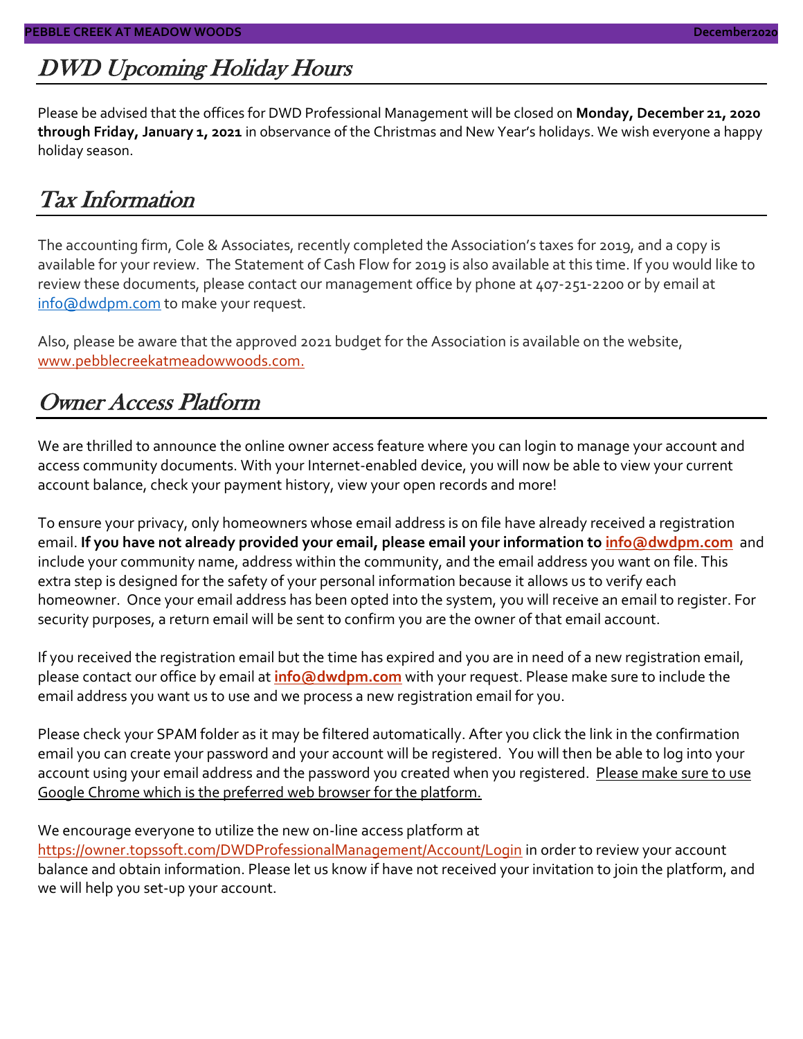## DWD Upcoming Holiday Hours

Please be advised that the offices for DWD Professional Management will be closed on **Monday, December 21, 2020 through Friday, January 1, 2021** in observance of the Christmas and New Year's holidays. We wish everyone a happy holiday season.

## Tax Information

The accounting firm, Cole & Associates, recently completed the Association's taxes for 2019, and a copy is available for your review. The Statement of Cash Flow for 2019 is also available at this time. If you would like to review these documents, please contact our management office by phone at 407-251-2200 or by email at info@dwdpm.com to make your request.

Also, please be aware that the approved 2021 budget for the Association is available on the website, www.pebblecreekatmeadowwoods.com.

## Owner Access Platform

We are thrilled to announce the online owner access feature where you can login to manage your account and access community documents. With your Internet-enabled device, you will now be able to view your current account balance, check your payment history, view your open records and more!

To ensure your privacy, only homeowners whose email address is on file have already received a registration email. **If you have not already provided your email, please email your information to info@dwdpm.com** and include your community name, address within the community, and the email address you want on file. This extra step is designed for the safety of your personal information because it allows us to verify each homeowner. Once your email address has been opted into the system, you will receive an email to register. For security purposes, a return email will be sent to confirm you are the owner of that email account.

If you received the registration email but the time has expired and you are in need of a new registration email, please contact our office by email at **info@dwdpm.com** with your request. Please make sure to include the email address you want us to use and we process a new registration email for you.

Please check your SPAM folder as it may be filtered automatically. After you click the link in the confirmation email you can create your password and your account will be registered. You will then be able to log into your account using your email address and the password you created when you registered. Please make sure to use Google Chrome which is the preferred web browser for the platform.

We encourage everyone to utilize the new on-line access platform at https://owner.topssoft.com/DWDProfessionalManagement/Account/Login in order to review your account balance and obtain information. Please let us know if have not received your invitation to join the platform, and we will help you set-up your account.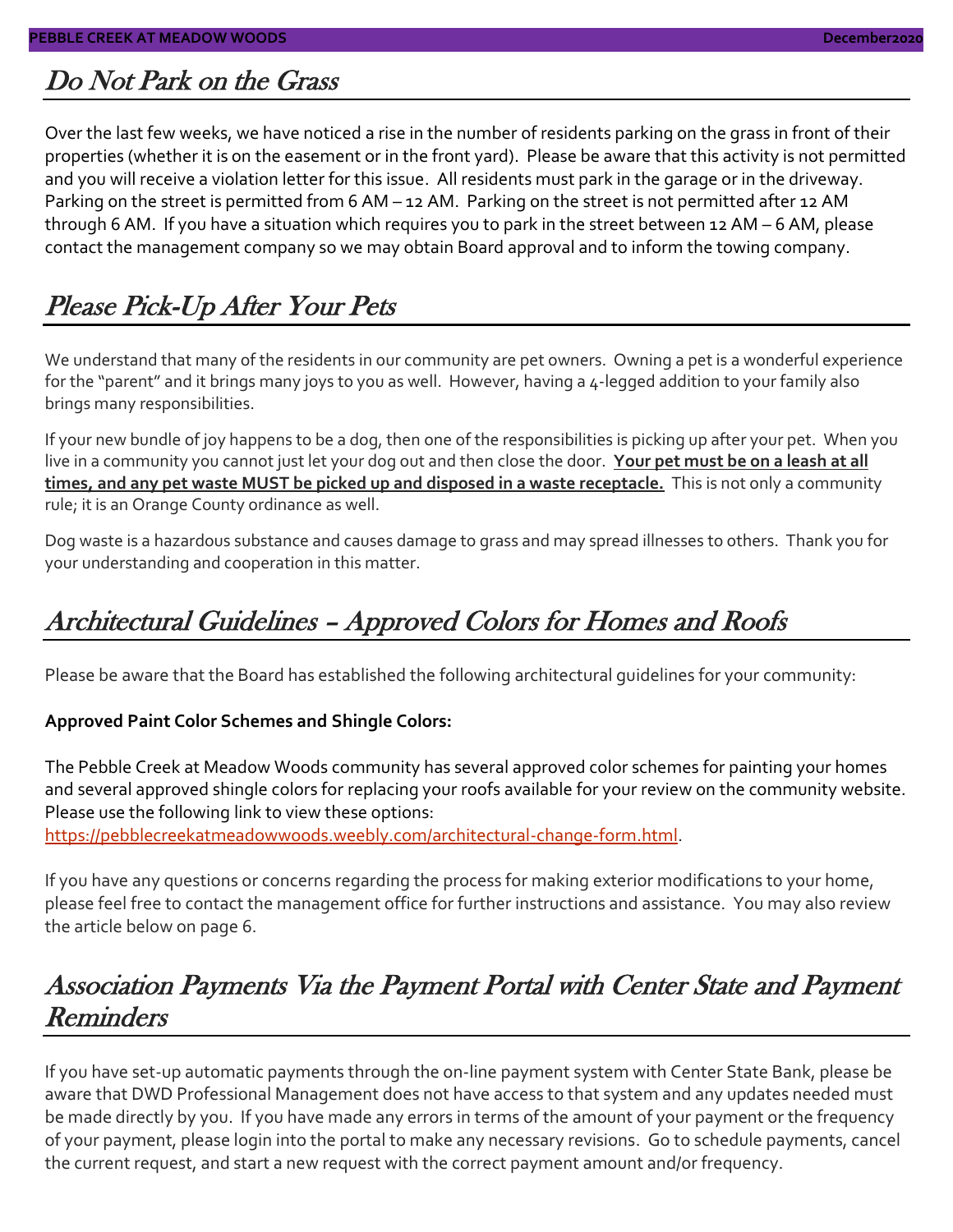## Do Not Park on the Grass

Over the last few weeks, we have noticed a rise in the number of residents parking on the grass in front of their properties (whether it is on the easement or in the front yard). Please be aware that this activity is not permitted and you will receive a violation letter for this issue. All residents must park in the garage or in the driveway. Parking on the street is permitted from 6 AM – 12 AM. Parking on the street is not permitted after 12 AM through 6 AM. If you have a situation which requires you to park in the street between 12 AM – 6 AM, please contact the management company so we may obtain Board approval and to inform the towing company.

## Please Pick-Up After Your Pets

We understand that many of the residents in our community are pet owners. Owning a pet is a wonderful experience for the "parent" and it brings many joys to you as well. However, having a 4-legged addition to your family also brings many responsibilities.

If your new bundle of joy happens to be a dog, then one of the responsibilities is picking up after your pet. When you live in a community you cannot just let your dog out and then close the door. **Your pet must be on a leash at all times, and any pet waste MUST be picked up and disposed in a waste receptacle.** This is not only a community rule; it is an Orange County ordinance as well.

Dog waste is a hazardous substance and causes damage to grass and may spread illnesses to others. Thank you for your understanding and cooperation in this matter.

## Architectural Guidelines – Approved Colors for Homes and Roofs

Please be aware that the Board has established the following architectural guidelines for your community:

**Approved Paint Color Schemes and Shingle Colors:**

The Pebble Creek at Meadow Woods community has several approved color schemes for painting your homes and several approved shingle colors for replacing your roofs available for your review on the community website. Please use the following link to view these options:
https://pebblecreekatmeadowwoods.weebly.com/architectural-change-form.html.

If you have any questions or concerns regarding the process for making exterior modifications to your home, please feel free to contact the management office for further instructions and assistance. You may also review the article below on page 6.

## Association Payments Via the Payment Portal with Center State and Payment Reminders

If you have set-up automatic payments through the on-line payment system with Center State Bank, please be aware that DWD Professional Management does not have access to that system and any updates needed must be made directly by you. If you have made any errors in terms of the amount of your payment or the frequency of your payment, please login into the portal to make any necessary revisions. Go to schedule payments, cancel the current request, and start a new request with the correct payment amount and/or frequency.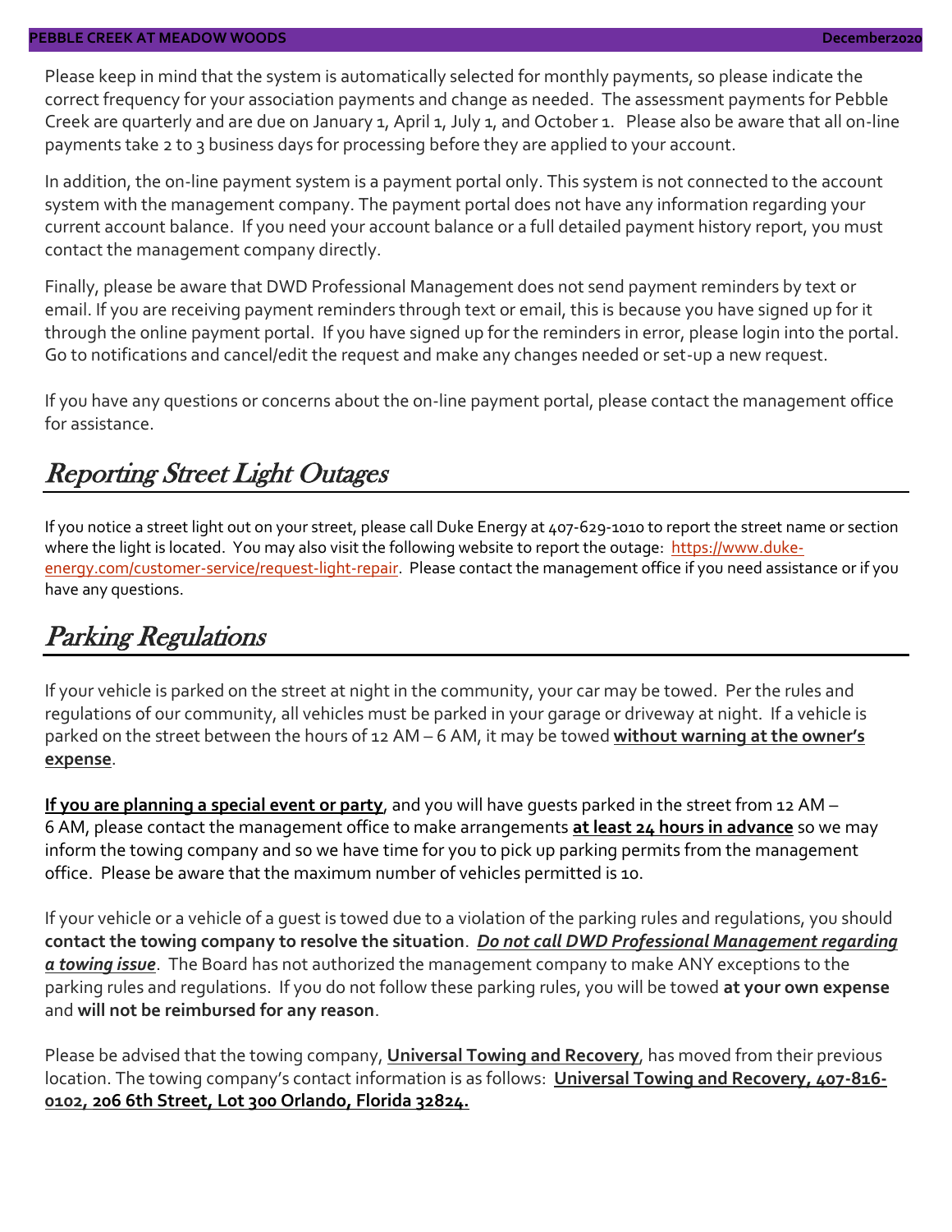Please keep in mind that the system is automatically selected for monthly payments, so please indicate the correct frequency for your association payments and change as needed. The assessment payments for Pebble Creek are quarterly and are due on January 1, April 1, July 1, and October 1. Please also be aware that all on-line payments take 2 to 3 business days for processing before they are applied to your account.

In addition, the on-line payment system is a payment portal only. This system is not connected to the account system with the management company. The payment portal does not have any information regarding your current account balance. If you need your account balance or a full detailed payment history report, you must contact the management company directly.

Finally, please be aware that DWD Professional Management does not send payment reminders by text or email. If you are receiving payment reminders through text or email, this is because you have signed up for it through the online payment portal. If you have signed up for the reminders in error, please login into the portal. Go to notifications and cancel/edit the request and make any changes needed or set-up a new request.

If you have any questions or concerns about the on-line payment portal, please contact the management office for assistance.

## *Reporting Street Light Outages*

If you notice a street light out on your street, please call Duke Energy at 407-629-1010 to report the street name or section where the light is located. You may also visit the following website to report the outage: [https://www.duke-energy.com/customer-service/request-light-repair](https://www.duke-energy.com/customer-service/request-light-repair). Please contact the management office if you need assistance or if you have any questions.

## *Parking Regulations*

If your vehicle is parked on the street at night in the community, your car may be towed. Per the rules and regulations of our community, all vehicles must be parked in your garage or driveway at night. If a vehicle is parked on the street between the hours of 12 AM – 6 AM, it may be towed **without warning at the owner's expense**.

**If you are planning a special event or party**, and you will have guests parked in the street from 12 AM – 6 AM, please contact the management office to make arrangements **at least 24 hours in advance** so we may inform the towing company and so we have time for you to pick up parking permits from the management office. Please be aware that the maximum number of vehicles permitted is 10.

If your vehicle or a vehicle of a guest is towed due to a violation of the parking rules and regulations, you should **contact the towing company to resolve the situation**. ***Do not call DWD Professional Management regarding a towing issue***. The Board has not authorized the management company to make ANY exceptions to the parking rules and regulations. If you do not follow these parking rules, you will be towed **at your own expense** and **will not be reimbursed for any reason**.

Please be advised that the towing company, **Universal Towing and Recovery**, has moved from their previous location. The towing company's contact information is as follows: **Universal Towing and Recovery, 407-816-0102, 206 6th Street, Lot 300 Orlando, Florida 32824.**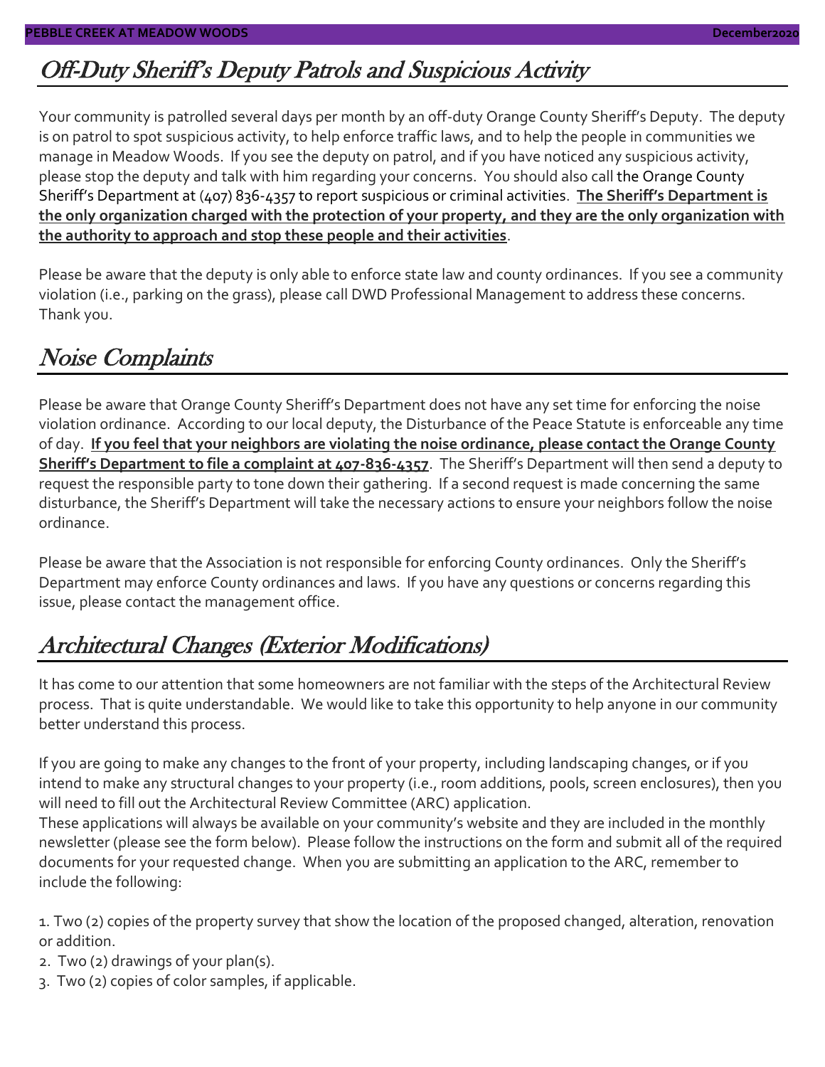## Off-Duty Sheriff's Deputy Patrols and Suspicious Activity

Your community is patrolled several days per month by an off-duty Orange County Sheriff's Deputy. The deputy is on patrol to spot suspicious activity, to help enforce traffic laws, and to help the people in communities we manage in Meadow Woods. If you see the deputy on patrol, and if you have noticed any suspicious activity, please stop the deputy and talk with him regarding your concerns. You should also call the Orange County Sheriff's Department at (407) 836-4357 to report suspicious or criminal activities. **The Sheriff's Department is the only organization charged with the protection of your property, and they are the only organization with the authority to approach and stop these people and their activities**.

Please be aware that the deputy is only able to enforce state law and county ordinances. If you see a community violation (i.e., parking on the grass), please call DWD Professional Management to address these concerns. Thank you.

## Noise Complaints

Please be aware that Orange County Sheriff's Department does not have any set time for enforcing the noise violation ordinance. According to our local deputy, the Disturbance of the Peace Statute is enforceable any time of day. **If you feel that your neighbors are violating the noise ordinance, please contact the Orange County Sheriff's Department to file a complaint at 407-836-4357**. The Sheriff's Department will then send a deputy to request the responsible party to tone down their gathering. If a second request is made concerning the same disturbance, the Sheriff's Department will take the necessary actions to ensure your neighbors follow the noise ordinance.

Please be aware that the Association is not responsible for enforcing County ordinances. Only the Sheriff's Department may enforce County ordinances and laws. If you have any questions or concerns regarding this issue, please contact the management office.

## Architectural Changes (Exterior Modifications)

It has come to our attention that some homeowners are not familiar with the steps of the Architectural Review process. That is quite understandable. We would like to take this opportunity to help anyone in our community better understand this process.

If you are going to make any changes to the front of your property, including landscaping changes, or if you intend to make any structural changes to your property (i.e., room additions, pools, screen enclosures), then you will need to fill out the Architectural Review Committee (ARC) application.
These applications will always be available on your community's website and they are included in the monthly newsletter (please see the form below). Please follow the instructions on the form and submit all of the required documents for your requested change. When you are submitting an application to the ARC, remember to include the following:

1. Two (2) copies of the property survey that show the location of the proposed changed, alteration, renovation or addition.
2. Two (2) drawings of your plan(s).
3. Two (2) copies of color samples, if applicable.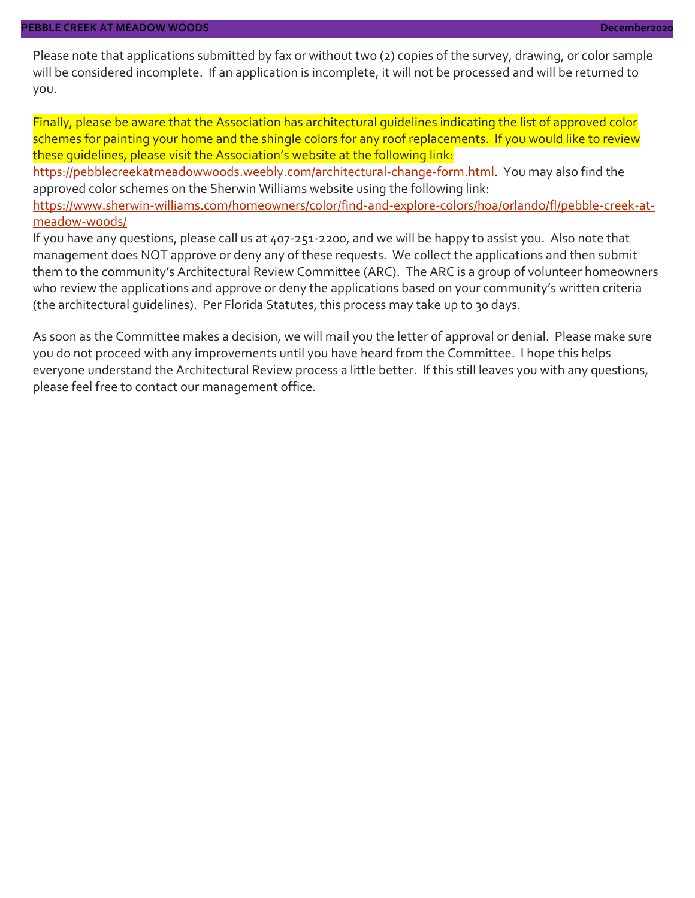Please note that applications submitted by fax or without two (2) copies of the survey, drawing, or color sample will be considered incomplete. If an application is incomplete, it will not be processed and will be returned to you.

Finally, please be aware that the Association has architectural guidelines indicating the list of approved color schemes for painting your home and the shingle colors for any roof replacements. If you would like to review these guidelines, please visit the Association's website at the following link: [https://pebblecreekatmeadowwoods.weebly.com/architectural-change-form.html](https://pebblecreekatmeadowwoods.weebly.com/architectural-change-form.html). You may also find the approved color schemes on the Sherwin Williams website using the following link: [https://www.sherwin-williams.com/homeowners/color/find-and-explore-colors/hoa/orlando/fl/pebble-creek-at-meadow-woods/](https://www.sherwin-williams.com/homeowners/color/find-and-explore-colors/hoa/orlando/fl/pebble-creek-at-meadow-woods/)
If you have any questions, please call us at 407-251-2200, and we will be happy to assist you. Also note that management does NOT approve or deny any of these requests. We collect the applications and then submit them to the community's Architectural Review Committee (ARC). The ARC is a group of volunteer homeowners who review the applications and approve or deny the applications based on your community's written criteria (the architectural guidelines). Per Florida Statutes, this process may take up to 30 days.

As soon as the Committee makes a decision, we will mail you the letter of approval or denial. Please make sure you do not proceed with any improvements until you have heard from the Committee. I hope this helps everyone understand the Architectural Review process a little better. If this still leaves you with any questions, please feel free to contact our management office.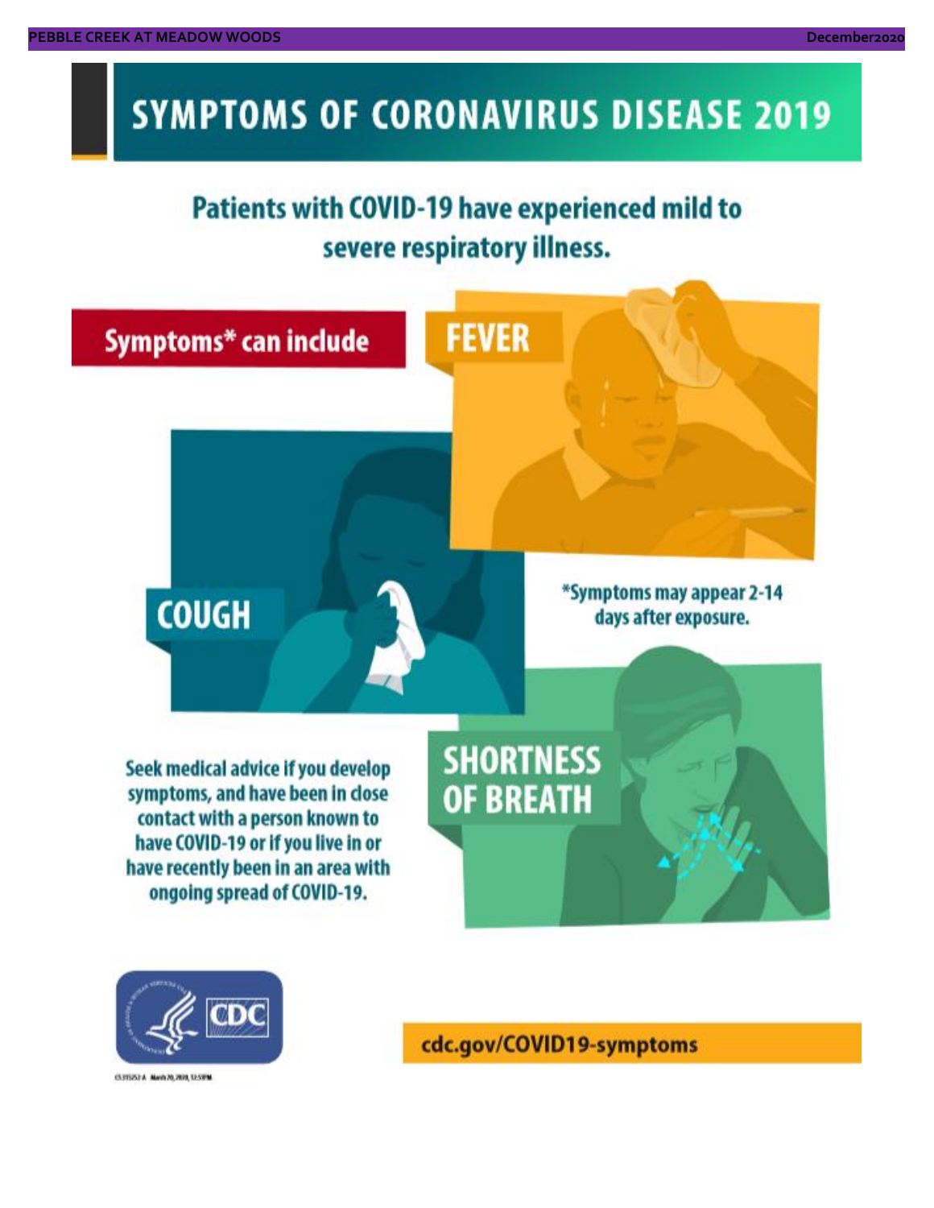# SYMPTOMS OF CORONAVIRUS DISEASE 2019

## Patients with COVID-19 have experienced mild to severe respiratory illness.

**Symptoms* can include**

**FEVER**

**COUGH**

**SHORTNESS OF BREATH**

*Symptoms may appear 2-14 days after exposure.

Seek medical advice if you develop symptoms, and have been in close contact with a person known to have COVID-19 or if you live in or have recently been in an area with ongoing spread of COVID-19.

CDC

cdc.gov/COVID19-symptoms

CS315252-A March 20, 2020, 12:59PM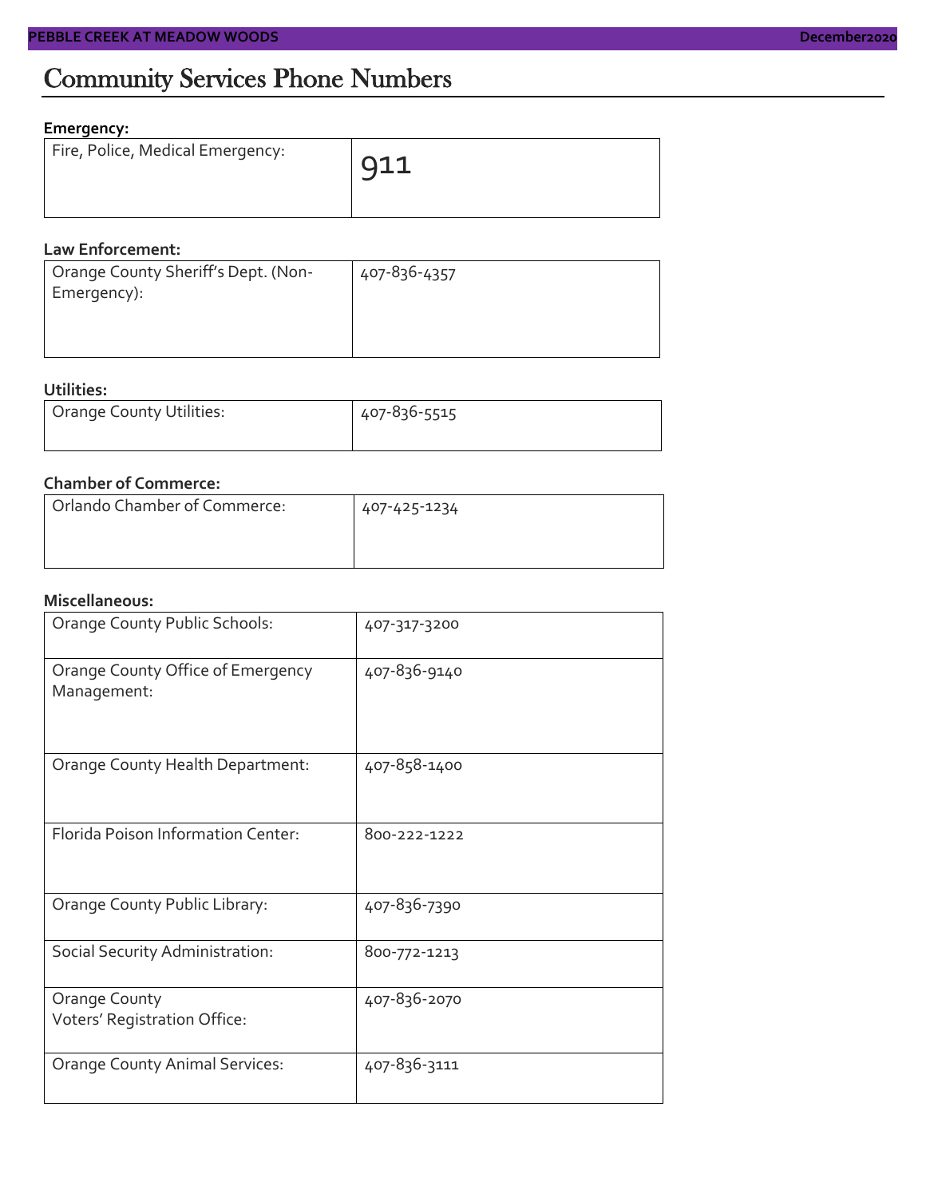# Community Services Phone Numbers

**Emergency:**

| | |
|---|---|
| Fire, Police, Medical Emergency: | 911 |

**Law Enforcement:**

| | |
|---|---|
| Orange County Sheriff's Dept. (Non-Emergency): | 407-836-4357 |

**Utilities:**

| | |
|---|---|
| Orange County Utilities: | 407-836-5515 |

**Chamber of Commerce:**

| | |
|---|---|
| Orlando Chamber of Commerce: | 407-425-1234 |

**Miscellaneous:**

| | |
|---|---|
| Orange County Public Schools: | 407-317-3200 |
| Orange County Office of Emergency Management: | 407-836-9140 |
| Orange County Health Department: | 407-858-1400 |
| Florida Poison Information Center: | 800-222-1222 |
| Orange County Public Library: | 407-836-7390 |
| Social Security Administration: | 800-772-1213 |
| Orange County Voters' Registration Office: | 407-836-2070 |
| Orange County Animal Services: | 407-836-3111 |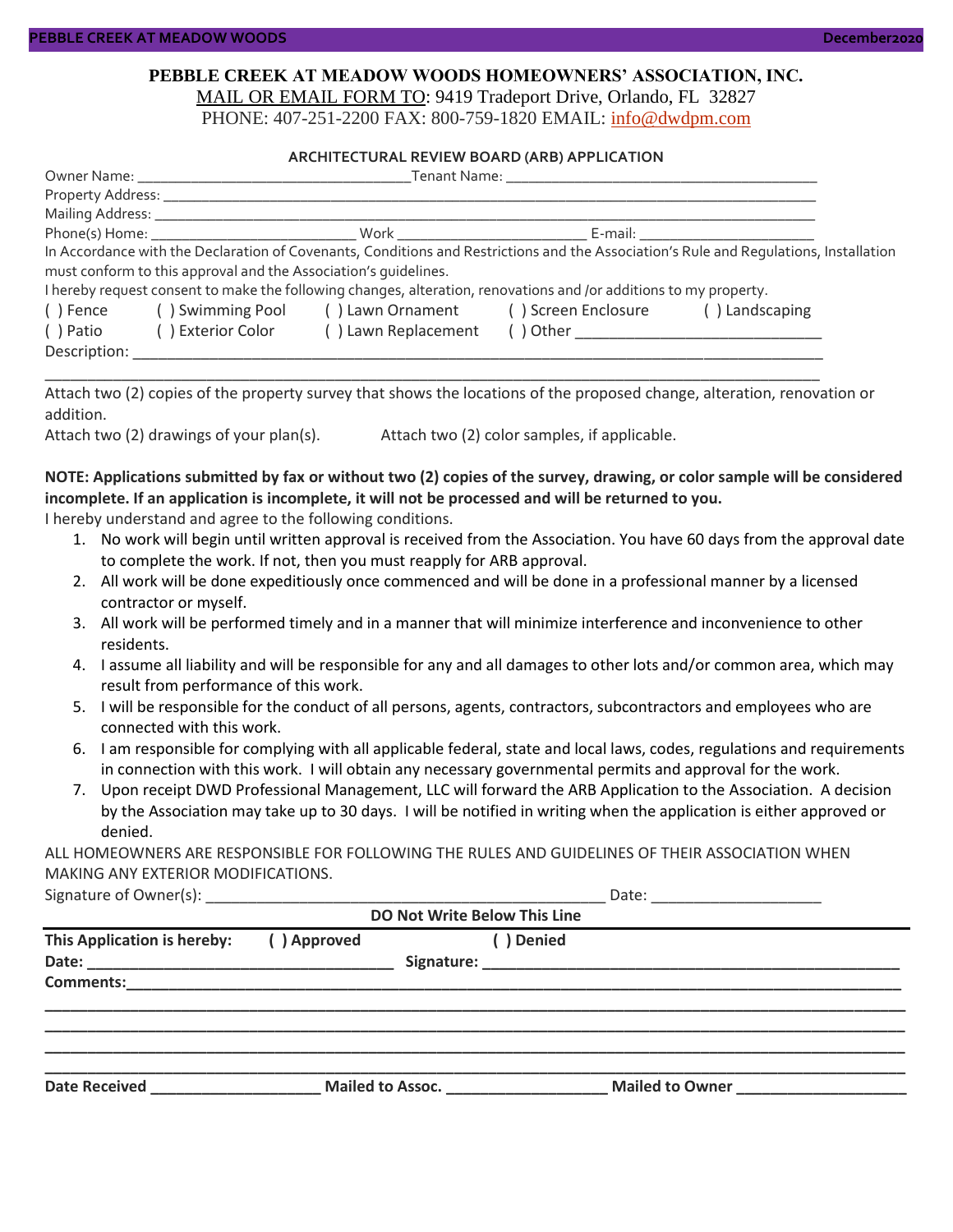**PEBBLE CREEK AT MEADOW WOODS HOMEOWNERS' ASSOCIATION, INC.**

MAIL OR EMAIL FORM TO: 9419 Tradeport Drive, Orlando, FL 32827

PHONE: 407-251-2200 FAX: 800-759-1820 EMAIL: info@dwdpm.com

**ARCHITECTURAL REVIEW BOARD (ARB) APPLICATION**

Owner Name: ________________________________ Tenant Name: ______________________________________

Property Address: ______________________________________________________________________________

Mailing Address: _______________________________________________________________________________

Phone(s) Home: _________________________ Work ________________________ E-mail: _____________________

In Accordance with the Declaration of Covenants, Conditions and Restrictions and the Association's Rule and Regulations, Installation must conform to this approval and the Association's guidelines.

I hereby request consent to make the following changes, alteration, renovations and /or additions to my property.

( ) Fence ( ) Swimming Pool ( ) Lawn Ornament ( ) Screen Enclosure ( ) Landscaping

( ) Patio ( ) Exterior Color ( ) Lawn Replacement ( ) Other _____________________________

Description: _____________________________________________________________________________

__________________________________________________________________________________________

Attach two (2) copies of the property survey that shows the locations of the proposed change, alteration, renovation or addition.

Attach two (2) drawings of your plan(s). Attach two (2) color samples, if applicable.

**NOTE: Applications submitted by fax or without two (2) copies of the survey, drawing, or color sample will be considered incomplete. If an application is incomplete, it will not be processed and will be returned to you.**

I hereby understand and agree to the following conditions.

1. No work will begin until written approval is received from the Association. You have 60 days from the approval date to complete the work. If not, then you must reapply for ARB approval.
2. All work will be done expeditiously once commenced and will be done in a professional manner by a licensed contractor or myself.
3. All work will be performed timely and in a manner that will minimize interference and inconvenience to other residents.
4. I assume all liability and will be responsible for any and all damages to other lots and/or common area, which may result from performance of this work.
5. I will be responsible for the conduct of all persons, agents, contractors, subcontractors and employees who are connected with this work.
6. I am responsible for complying with all applicable federal, state and local laws, codes, regulations and requirements in connection with this work. I will obtain any necessary governmental permits and approval for the work.
7. Upon receipt DWD Professional Management, LLC will forward the ARB Application to the Association. A decision by the Association may take up to 30 days. I will be notified in writing when the application is either approved or denied.

ALL HOMEOWNERS ARE RESPONSIBLE FOR FOLLOWING THE RULES AND GUIDELINES OF THEIR ASSOCIATION WHEN MAKING ANY EXTERIOR MODIFICATIONS.

Signature of Owner(s): ______________________________________________ Date: ___________________

**DO Not Write Below This Line**

**This Application is hereby: ( ) Approved ( ) Denied**

**Date:** __________________________________ **Signature:** _______________________________________________

**Comments:**_______________________________________________________________________________________

________________________________________________________________________________________________

________________________________________________________________________________________________

________________________________________________________________________________________________

________________________________________________________________________________________________

**Date Received** ___________________ **Mailed to Assoc.** __________________ **Mailed to Owner** ___________________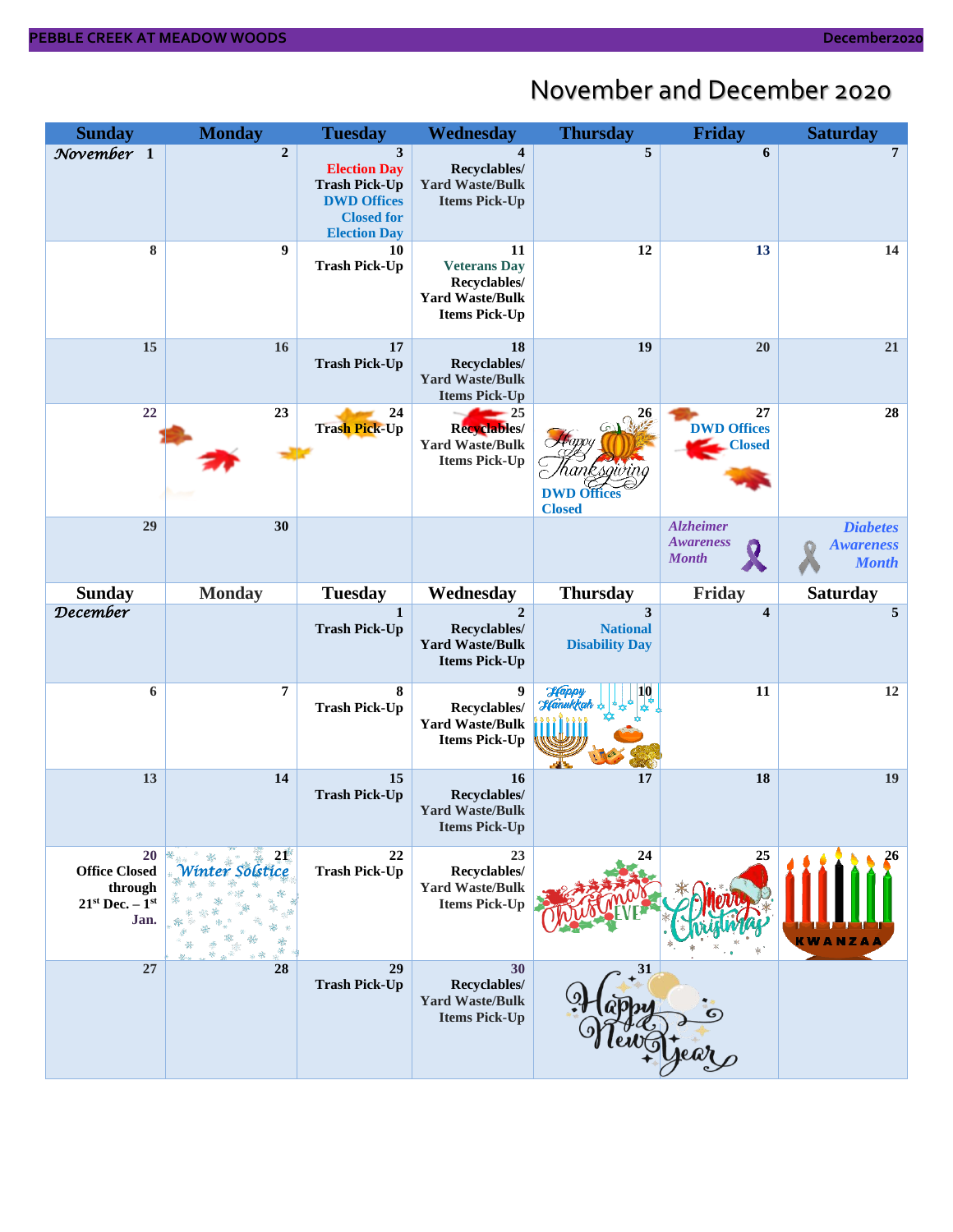# November and December 2020

| Sunday | Monday | Tuesday | Wednesday | Thursday | Friday | Saturday |
|---|---|---|---|---|---|---|
| *November* 1 | 2 | 3 Election Day Trash Pick-Up DWD Offices Closed for Election Day | 4 Recyclables/ Yard Waste/Bulk Items Pick-Up | 5 | 6 | 7 |
| 8 | 9 | 10 Trash Pick-Up | 11 Veterans Day Recyclables/ Yard Waste/Bulk Items Pick-Up | 12 | 13 | 14 |
| 15 | 16 | 17 Trash Pick-Up | 18 Recyclables/ Yard Waste/Bulk Items Pick-Up | 19 | 20 | 21 |
| 22 | 23 | 24 Trash Pick-Up | 25 Recyclables/ Yard Waste/Bulk Items Pick-Up | 26 Happy Thanksgiving DWD Offices Closed | 27 DWD Offices Closed | 28 |
| 29 | 30 | | | | *Alzheimer Awareness Month* | *Diabetes Awareness Month* |
| **Sunday** | **Monday** | **Tuesday** | **Wednesday** | **Thursday** | **Friday** | **Saturday** |
| *December* | | 1 Trash Pick-Up | 2 Recyclables/ Yard Waste/Bulk Items Pick-Up | 3 National Disability Day | 4 | 5 |
| 6 | 7 | 8 Trash Pick-Up | 9 Recyclables/ Yard Waste/Bulk Items Pick-Up | 10 Happy Hanukkah | 11 | 12 |
| 13 | 14 | 15 Trash Pick-Up | 16 Recyclables/ Yard Waste/Bulk Items Pick-Up | 17 | 18 | 19 |
| 20 Office Closed through 21st Dec. – 1st Jan. | 21 Winter Solstice | 22 Trash Pick-Up | 23 Recyclables/ Yard Waste/Bulk Items Pick-Up | 24 Christmas EVE | 25 Merry Christmas | 26 KWANZAA |
| 27 | 28 | 29 Trash Pick-Up | 30 Recyclables/ Yard Waste/Bulk Items Pick-Up | 31 Happy New Year | | |